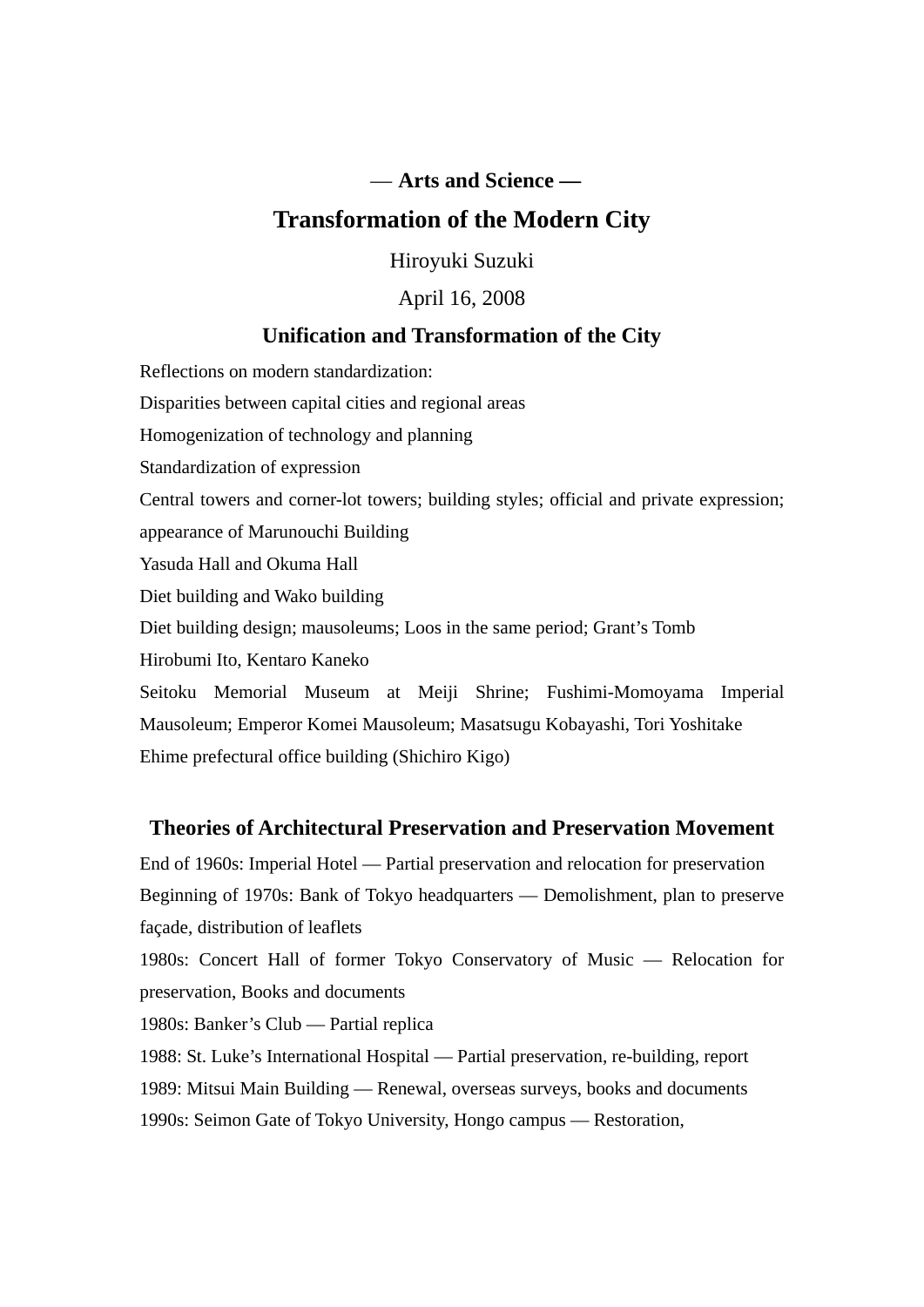— **Arts and Science —**

# Transformation of the Modern City

Hiroyuki Suzuki

April 16, 2008

## Unification and Transformation of the City

Reflections on modern standardization:

Disparities between capital cities and regional areas

Homogenization of technology and planning

Standardization of expression

Central towers and corner-lot towers; building styles; official and private expression; appearance of Marunouchi Building

Yasuda Hall and Okuma Hall

Diet building and Wako building

Diet building design; mausoleums; Loos in the same period; Grant's Tomb

Hirobumi Ito, Kentaro Kaneko

Seitoku Memorial Museum at Meiji Shrine; Fushimi-Momoyama Imperial Mausoleum; Emperor Komei Mausoleum; Masatsugu Kobayashi, Tori Yoshitake

Ehime prefectural office building (Shichiro Kigo)

## Theories of Architectural Preservation and Preservation Movement

End of 1960s: Imperial Hotel — Partial preservation and relocation for preservation

Beginning of 1970s: Bank of Tokyo headquarters — Demolishment, plan to preserve façade, distribution of leaflets

1980s: Concert Hall of former Tokyo Conservatory of Music — Relocation for preservation, Books and documents

1980s: Banker's Club — Partial replica

1988: St. Luke's International Hospital — Partial preservation, re-building, report

1989: Mitsui Main Building — Renewal, overseas surveys, books and documents

1990s: Seimon Gate of Tokyo University, Hongo campus — Restoration,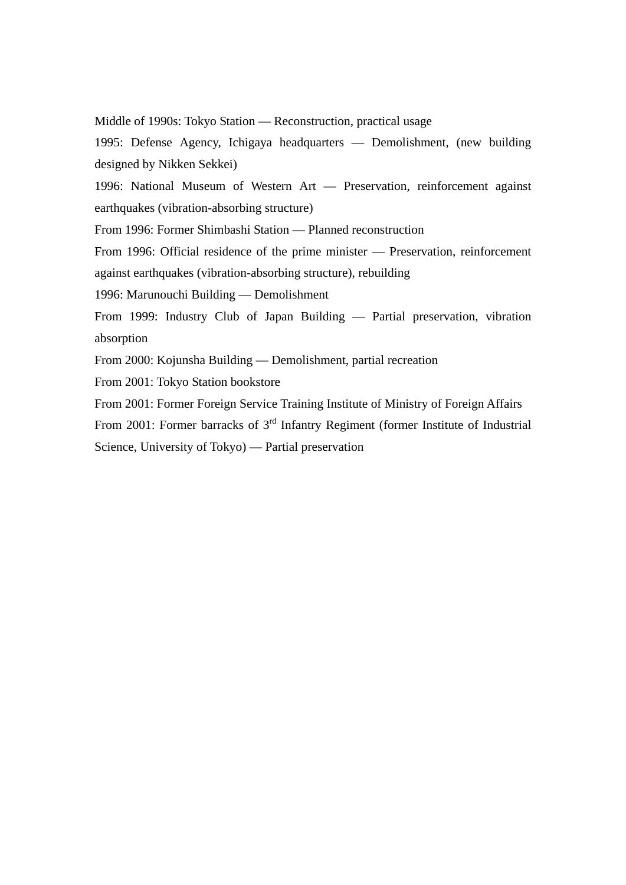Middle of 1990s: Tokyo Station — Reconstruction, practical usage

1995: Defense Agency, Ichigaya headquarters — Demolishment, (new building designed by Nikken Sekkei)

1996: National Museum of Western Art — Preservation, reinforcement against earthquakes (vibration-absorbing structure)

From 1996: Former Shimbashi Station — Planned reconstruction

From 1996: Official residence of the prime minister — Preservation, reinforcement against earthquakes (vibration-absorbing structure), rebuilding

1996: Marunouchi Building — Demolishment

From 1999: Industry Club of Japan Building — Partial preservation, vibration absorption

From 2000: Kojunsha Building — Demolishment, partial recreation

From 2001: Tokyo Station bookstore

From 2001: Former Foreign Service Training Institute of Ministry of Foreign Affairs

From 2001: Former barracks of 3rd Infantry Regiment (former Institute of Industrial Science, University of Tokyo) — Partial preservation